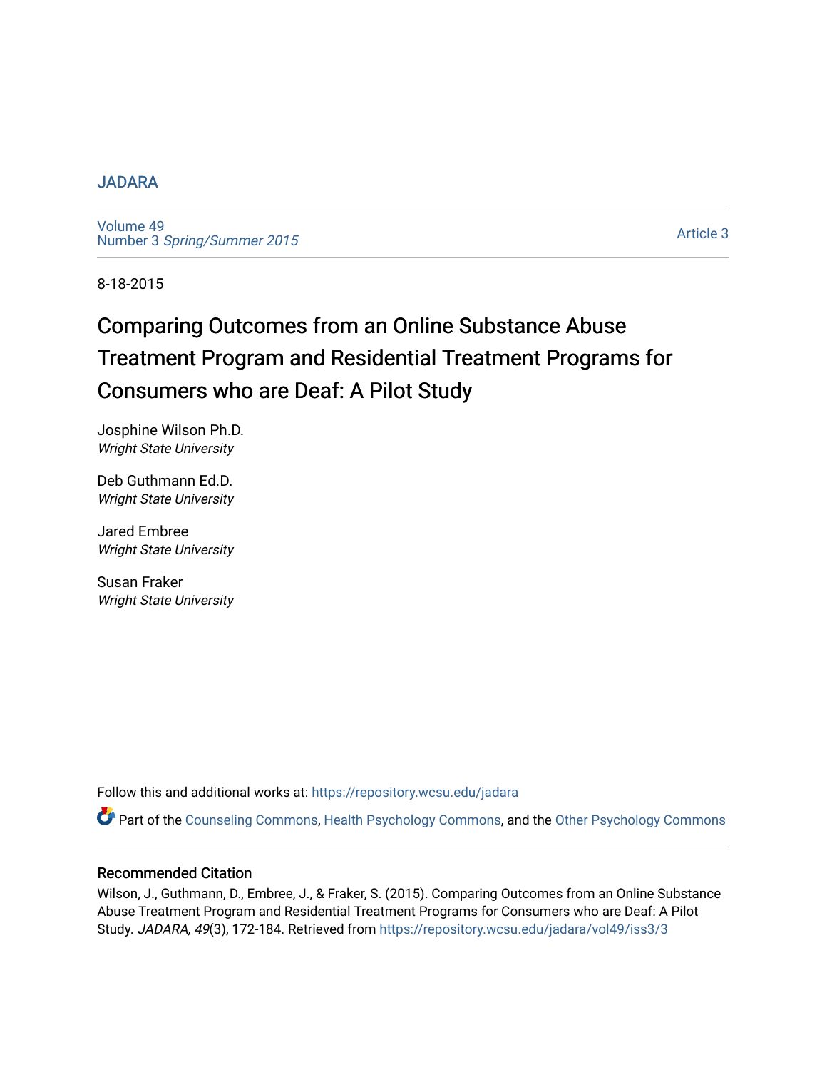# JADARA

Volume 49
Number 3 *Spring/Summer 2015*

Article 3

8-18-2015

# Comparing Outcomes from an Online Substance Abuse Treatment Program and Residential Treatment Programs for Consumers who are Deaf: A Pilot Study

Josphine Wilson Ph.D.
*Wright State University*

Deb Guthmann Ed.D.
*Wright State University*

Jared Embree
*Wright State University*

Susan Fraker
*Wright State University*

Follow this and additional works at: https://repository.wcsu.edu/jadara

Part of the Counseling Commons, Health Psychology Commons, and the Other Psychology Commons

## Recommended Citation

Wilson, J., Guthmann, D., Embree, J., & Fraker, S. (2015). Comparing Outcomes from an Online Substance Abuse Treatment Program and Residential Treatment Programs for Consumers who are Deaf: A Pilot Study. *JADARA, 49*(3), 172-184. Retrieved from https://repository.wcsu.edu/jadara/vol49/iss3/3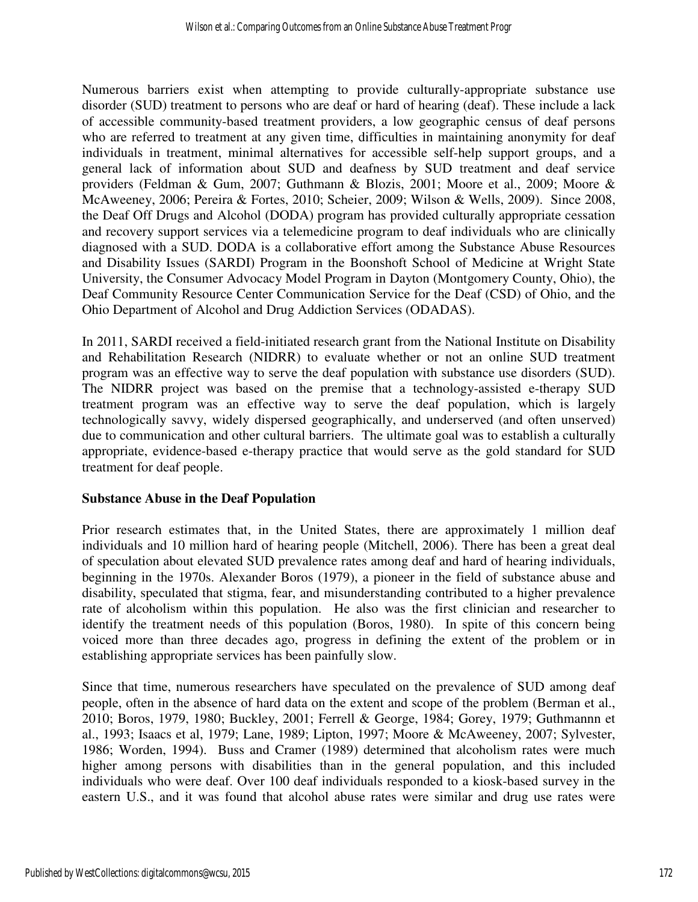Numerous barriers exist when attempting to provide culturally-appropriate substance use disorder (SUD) treatment to persons who are deaf or hard of hearing (deaf). These include a lack of accessible community-based treatment providers, a low geographic census of deaf persons who are referred to treatment at any given time, difficulties in maintaining anonymity for deaf individuals in treatment, minimal alternatives for accessible self-help support groups, and a general lack of information about SUD and deafness by SUD treatment and deaf service providers (Feldman & Gum, 2007; Guthmann & Blozis, 2001; Moore et al., 2009; Moore & McAweeney, 2006; Pereira & Fortes, 2010; Scheier, 2009; Wilson & Wells, 2009). Since 2008, the Deaf Off Drugs and Alcohol (DODA) program has provided culturally appropriate cessation and recovery support services via a telemedicine program to deaf individuals who are clinically diagnosed with a SUD. DODA is a collaborative effort among the Substance Abuse Resources and Disability Issues (SARDI) Program in the Boonshoft School of Medicine at Wright State University, the Consumer Advocacy Model Program in Dayton (Montgomery County, Ohio), the Deaf Community Resource Center Communication Service for the Deaf (CSD) of Ohio, and the Ohio Department of Alcohol and Drug Addiction Services (ODADAS).

In 2011, SARDI received a field-initiated research grant from the National Institute on Disability and Rehabilitation Research (NIDRR) to evaluate whether or not an online SUD treatment program was an effective way to serve the deaf population with substance use disorders (SUD). The NIDRR project was based on the premise that a technology-assisted e-therapy SUD treatment program was an effective way to serve the deaf population, which is largely technologically savvy, widely dispersed geographically, and underserved (and often unserved) due to communication and other cultural barriers. The ultimate goal was to establish a culturally appropriate, evidence-based e-therapy practice that would serve as the gold standard for SUD treatment for deaf people.

## Substance Abuse in the Deaf Population

Prior research estimates that, in the United States, there are approximately 1 million deaf individuals and 10 million hard of hearing people (Mitchell, 2006). There has been a great deal of speculation about elevated SUD prevalence rates among deaf and hard of hearing individuals, beginning in the 1970s. Alexander Boros (1979), a pioneer in the field of substance abuse and disability, speculated that stigma, fear, and misunderstanding contributed to a higher prevalence rate of alcoholism within this population. He also was the first clinician and researcher to identify the treatment needs of this population (Boros, 1980). In spite of this concern being voiced more than three decades ago, progress in defining the extent of the problem or in establishing appropriate services has been painfully slow.

Since that time, numerous researchers have speculated on the prevalence of SUD among deaf people, often in the absence of hard data on the extent and scope of the problem (Berman et al., 2010; Boros, 1979, 1980; Buckley, 2001; Ferrell & George, 1984; Gorey, 1979; Guthmannn et al., 1993; Isaacs et al, 1979; Lane, 1989; Lipton, 1997; Moore & McAweeney, 2007; Sylvester, 1986; Worden, 1994). Buss and Cramer (1989) determined that alcoholism rates were much higher among persons with disabilities than in the general population, and this included individuals who were deaf. Over 100 deaf individuals responded to a kiosk-based survey in the eastern U.S., and it was found that alcohol abuse rates were similar and drug use rates were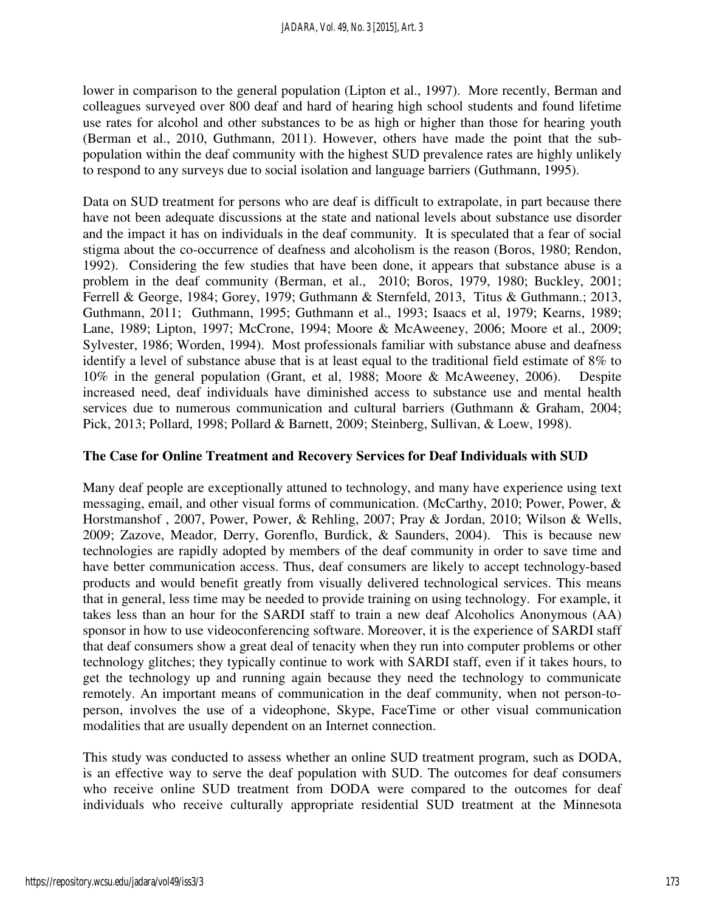lower in comparison to the general population (Lipton et al., 1997). More recently, Berman and colleagues surveyed over 800 deaf and hard of hearing high school students and found lifetime use rates for alcohol and other substances to be as high or higher than those for hearing youth (Berman et al., 2010, Guthmann, 2011). However, others have made the point that the sub-population within the deaf community with the highest SUD prevalence rates are highly unlikely to respond to any surveys due to social isolation and language barriers (Guthmann, 1995).

Data on SUD treatment for persons who are deaf is difficult to extrapolate, in part because there have not been adequate discussions at the state and national levels about substance use disorder and the impact it has on individuals in the deaf community. It is speculated that a fear of social stigma about the co-occurrence of deafness and alcoholism is the reason (Boros, 1980; Rendon, 1992). Considering the few studies that have been done, it appears that substance abuse is a problem in the deaf community (Berman, et al., 2010; Boros, 1979, 1980; Buckley, 2001; Ferrell & George, 1984; Gorey, 1979; Guthmann & Sternfeld, 2013, Titus & Guthmann.; 2013, Guthmann, 2011; Guthmann, 1995; Guthmann et al., 1993; Isaacs et al, 1979; Kearns, 1989; Lane, 1989; Lipton, 1997; McCrone, 1994; Moore & McAweeney, 2006; Moore et al., 2009; Sylvester, 1986; Worden, 1994). Most professionals familiar with substance abuse and deafness identify a level of substance abuse that is at least equal to the traditional field estimate of 8% to 10% in the general population (Grant, et al, 1988; Moore & McAweeney, 2006). Despite increased need, deaf individuals have diminished access to substance use and mental health services due to numerous communication and cultural barriers (Guthmann & Graham, 2004; Pick, 2013; Pollard, 1998; Pollard & Barnett, 2009; Steinberg, Sullivan, & Loew, 1998).

**The Case for Online Treatment and Recovery Services for Deaf Individuals with SUD**

Many deaf people are exceptionally attuned to technology, and many have experience using text messaging, email, and other visual forms of communication. (McCarthy, 2010; Power, Power, & Horstmanshof , 2007, Power, Power, & Rehling, 2007; Pray & Jordan, 2010; Wilson & Wells, 2009; Zazove, Meador, Derry, Gorenflo, Burdick, & Saunders, 2004). This is because new technologies are rapidly adopted by members of the deaf community in order to save time and have better communication access. Thus, deaf consumers are likely to accept technology-based products and would benefit greatly from visually delivered technological services. This means that in general, less time may be needed to provide training on using technology. For example, it takes less than an hour for the SARDI staff to train a new deaf Alcoholics Anonymous (AA) sponsor in how to use videoconferencing software. Moreover, it is the experience of SARDI staff that deaf consumers show a great deal of tenacity when they run into computer problems or other technology glitches; they typically continue to work with SARDI staff, even if it takes hours, to get the technology up and running again because they need the technology to communicate remotely. An important means of communication in the deaf community, when not person-to-person, involves the use of a videophone, Skype, FaceTime or other visual communication modalities that are usually dependent on an Internet connection.

This study was conducted to assess whether an online SUD treatment program, such as DODA, is an effective way to serve the deaf population with SUD. The outcomes for deaf consumers who receive online SUD treatment from DODA were compared to the outcomes for deaf individuals who receive culturally appropriate residential SUD treatment at the Minnesota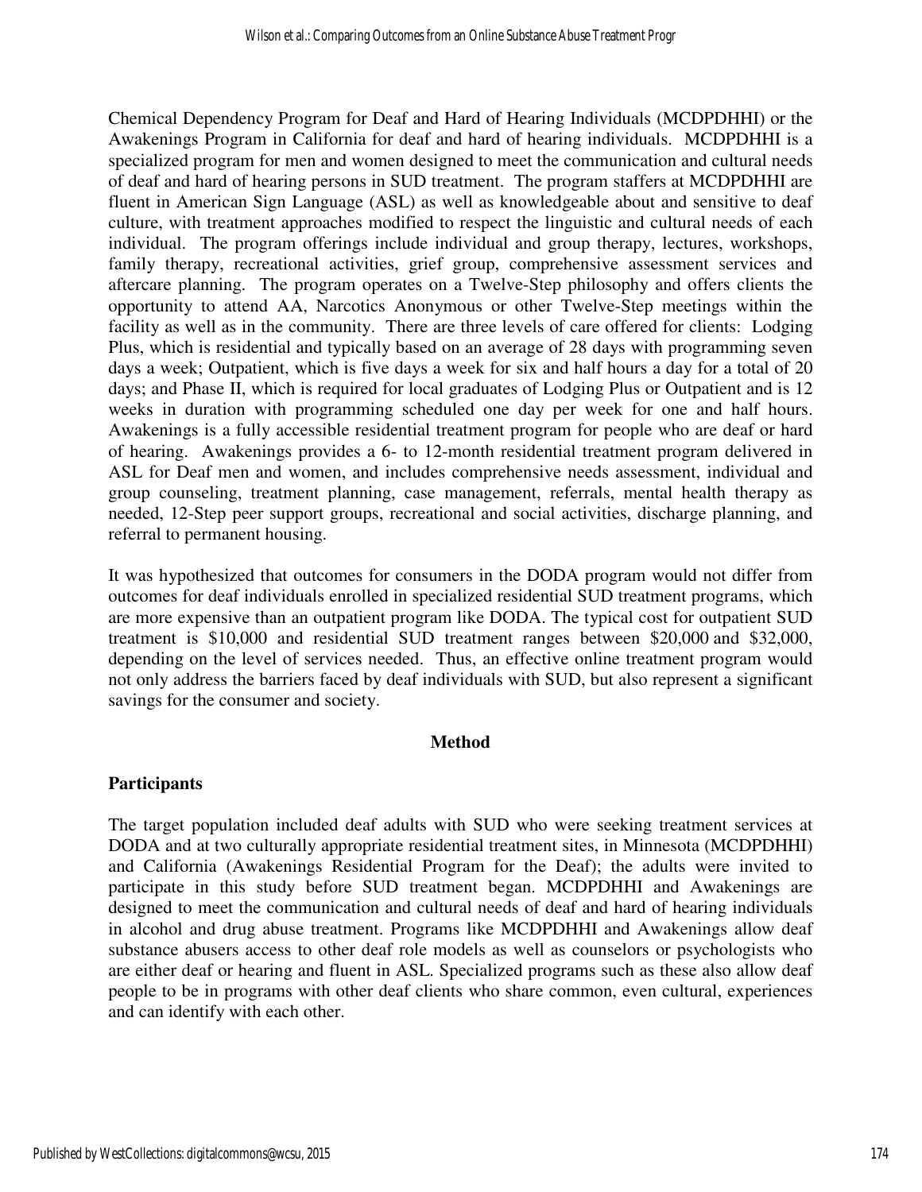Chemical Dependency Program for Deaf and Hard of Hearing Individuals (MCDPDHHI) or the Awakenings Program in California for deaf and hard of hearing individuals. MCDPDHHI is a specialized program for men and women designed to meet the communication and cultural needs of deaf and hard of hearing persons in SUD treatment. The program staffers at MCDPDHHI are fluent in American Sign Language (ASL) as well as knowledgeable about and sensitive to deaf culture, with treatment approaches modified to respect the linguistic and cultural needs of each individual. The program offerings include individual and group therapy, lectures, workshops, family therapy, recreational activities, grief group, comprehensive assessment services and aftercare planning. The program operates on a Twelve-Step philosophy and offers clients the opportunity to attend AA, Narcotics Anonymous or other Twelve-Step meetings within the facility as well as in the community. There are three levels of care offered for clients: Lodging Plus, which is residential and typically based on an average of 28 days with programming seven days a week; Outpatient, which is five days a week for six and half hours a day for a total of 20 days; and Phase II, which is required for local graduates of Lodging Plus or Outpatient and is 12 weeks in duration with programming scheduled one day per week for one and half hours. Awakenings is a fully accessible residential treatment program for people who are deaf or hard of hearing. Awakenings provides a 6- to 12-month residential treatment program delivered in ASL for Deaf men and women, and includes comprehensive needs assessment, individual and group counseling, treatment planning, case management, referrals, mental health therapy as needed, 12-Step peer support groups, recreational and social activities, discharge planning, and referral to permanent housing.

It was hypothesized that outcomes for consumers in the DODA program would not differ from outcomes for deaf individuals enrolled in specialized residential SUD treatment programs, which are more expensive than an outpatient program like DODA. The typical cost for outpatient SUD treatment is \$10,000 and residential SUD treatment ranges between \$20,000 and \$32,000, depending on the level of services needed. Thus, an effective online treatment program would not only address the barriers faced by deaf individuals with SUD, but also represent a significant savings for the consumer and society.

## Method

### Participants

The target population included deaf adults with SUD who were seeking treatment services at DODA and at two culturally appropriate residential treatment sites, in Minnesota (MCDPDHHI) and California (Awakenings Residential Program for the Deaf); the adults were invited to participate in this study before SUD treatment began. MCDPDHHI and Awakenings are designed to meet the communication and cultural needs of deaf and hard of hearing individuals in alcohol and drug abuse treatment. Programs like MCDPDHHI and Awakenings allow deaf substance abusers access to other deaf role models as well as counselors or psychologists who are either deaf or hearing and fluent in ASL. Specialized programs such as these also allow deaf people to be in programs with other deaf clients who share common, even cultural, experiences and can identify with each other.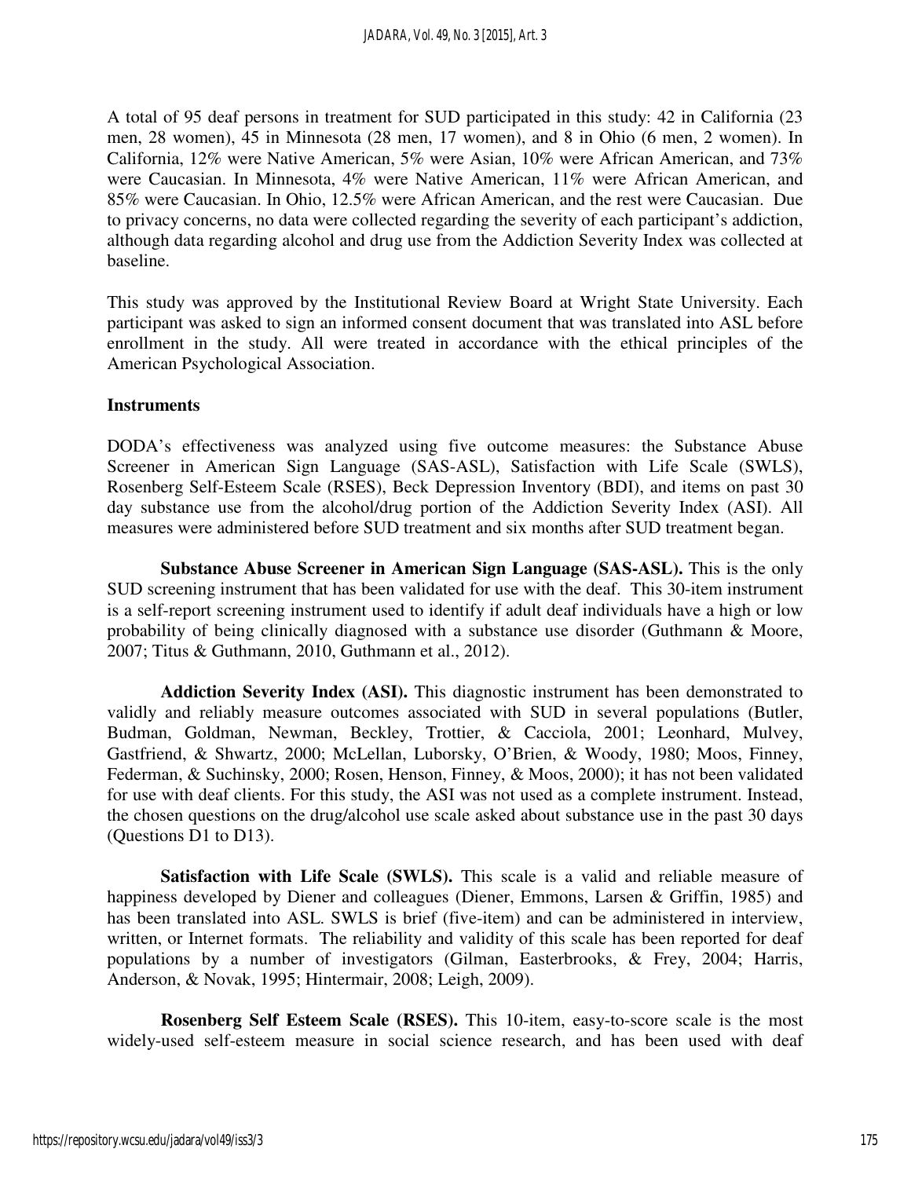A total of 95 deaf persons in treatment for SUD participated in this study: 42 in California (23 men, 28 women), 45 in Minnesota (28 men, 17 women), and 8 in Ohio (6 men, 2 women). In California, 12% were Native American, 5% were Asian, 10% were African American, and 73% were Caucasian. In Minnesota, 4% were Native American, 11% were African American, and 85% were Caucasian. In Ohio, 12.5% were African American, and the rest were Caucasian. Due to privacy concerns, no data were collected regarding the severity of each participant's addiction, although data regarding alcohol and drug use from the Addiction Severity Index was collected at baseline.

This study was approved by the Institutional Review Board at Wright State University. Each participant was asked to sign an informed consent document that was translated into ASL before enrollment in the study. All were treated in accordance with the ethical principles of the American Psychological Association.

### Instruments

DODA's effectiveness was analyzed using five outcome measures: the Substance Abuse Screener in American Sign Language (SAS-ASL), Satisfaction with Life Scale (SWLS), Rosenberg Self-Esteem Scale (RSES), Beck Depression Inventory (BDI), and items on past 30 day substance use from the alcohol/drug portion of the Addiction Severity Index (ASI). All measures were administered before SUD treatment and six months after SUD treatment began.

**Substance Abuse Screener in American Sign Language (SAS-ASL).** This is the only SUD screening instrument that has been validated for use with the deaf. This 30-item instrument is a self-report screening instrument used to identify if adult deaf individuals have a high or low probability of being clinically diagnosed with a substance use disorder (Guthmann & Moore, 2007; Titus & Guthmann, 2010, Guthmann et al., 2012).

**Addiction Severity Index (ASI).** This diagnostic instrument has been demonstrated to validly and reliably measure outcomes associated with SUD in several populations (Butler, Budman, Goldman, Newman, Beckley, Trottier, & Cacciola, 2001; Leonhard, Mulvey, Gastfriend, & Shwartz, 2000; McLellan, Luborsky, O'Brien, & Woody, 1980; Moos, Finney, Federman, & Suchinsky, 2000; Rosen, Henson, Finney, & Moos, 2000); it has not been validated for use with deaf clients. For this study, the ASI was not used as a complete instrument. Instead, the chosen questions on the drug/alcohol use scale asked about substance use in the past 30 days (Questions D1 to D13).

**Satisfaction with Life Scale (SWLS).** This scale is a valid and reliable measure of happiness developed by Diener and colleagues (Diener, Emmons, Larsen & Griffin, 1985) and has been translated into ASL. SWLS is brief (five-item) and can be administered in interview, written, or Internet formats. The reliability and validity of this scale has been reported for deaf populations by a number of investigators (Gilman, Easterbrooks, & Frey, 2004; Harris, Anderson, & Novak, 1995; Hintermair, 2008; Leigh, 2009).

**Rosenberg Self Esteem Scale (RSES).** This 10-item, easy-to-score scale is the most widely-used self-esteem measure in social science research, and has been used with deaf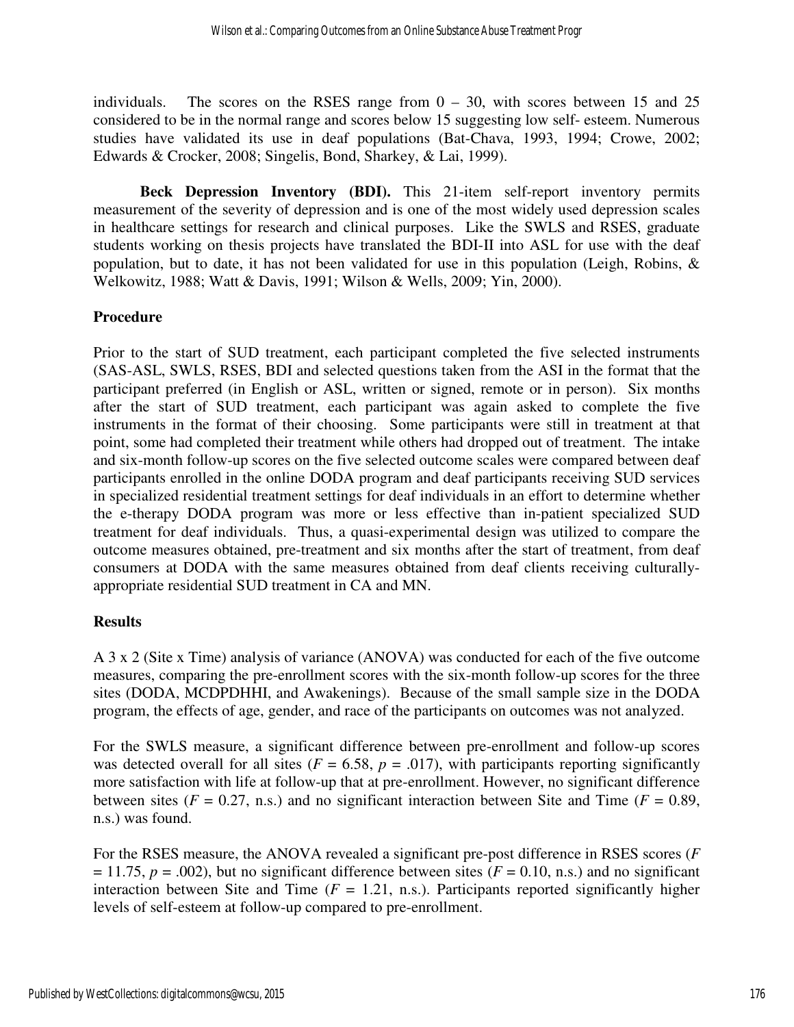individuals. The scores on the RSES range from 0 – 30, with scores between 15 and 25 considered to be in the normal range and scores below 15 suggesting low self- esteem. Numerous studies have validated its use in deaf populations (Bat-Chava, 1993, 1994; Crowe, 2002; Edwards & Crocker, 2008; Singelis, Bond, Sharkey, & Lai, 1999).

**Beck Depression Inventory (BDI).** This 21-item self-report inventory permits measurement of the severity of depression and is one of the most widely used depression scales in healthcare settings for research and clinical purposes. Like the SWLS and RSES, graduate students working on thesis projects have translated the BDI-II into ASL for use with the deaf population, but to date, it has not been validated for use in this population (Leigh, Robins, & Welkowitz, 1988; Watt & Davis, 1991; Wilson & Wells, 2009; Yin, 2000).

### Procedure

Prior to the start of SUD treatment, each participant completed the five selected instruments (SAS-ASL, SWLS, RSES, BDI and selected questions taken from the ASI in the format that the participant preferred (in English or ASL, written or signed, remote or in person). Six months after the start of SUD treatment, each participant was again asked to complete the five instruments in the format of their choosing. Some participants were still in treatment at that point, some had completed their treatment while others had dropped out of treatment. The intake and six-month follow-up scores on the five selected outcome scales were compared between deaf participants enrolled in the online DODA program and deaf participants receiving SUD services in specialized residential treatment settings for deaf individuals in an effort to determine whether the e-therapy DODA program was more or less effective than in-patient specialized SUD treatment for deaf individuals. Thus, a quasi-experimental design was utilized to compare the outcome measures obtained, pre-treatment and six months after the start of treatment, from deaf consumers at DODA with the same measures obtained from deaf clients receiving culturally-appropriate residential SUD treatment in CA and MN.

### Results

A 3 x 2 (Site x Time) analysis of variance (ANOVA) was conducted for each of the five outcome measures, comparing the pre-enrollment scores with the six-month follow-up scores for the three sites (DODA, MCDPDHHI, and Awakenings). Because of the small sample size in the DODA program, the effects of age, gender, and race of the participants on outcomes was not analyzed.

For the SWLS measure, a significant difference between pre-enrollment and follow-up scores was detected overall for all sites ($F = 6.58$, $p = .017$), with participants reporting significantly more satisfaction with life at follow-up that at pre-enrollment. However, no significant difference between sites ($F = 0.27$, n.s.) and no significant interaction between Site and Time ($F = 0.89$, n.s.) was found.

For the RSES measure, the ANOVA revealed a significant pre-post difference in RSES scores ($F = 11.75$, $p = .002$), but no significant difference between sites ($F = 0.10$, n.s.) and no significant interaction between Site and Time ($F = 1.21$, n.s.). Participants reported significantly higher levels of self-esteem at follow-up compared to pre-enrollment.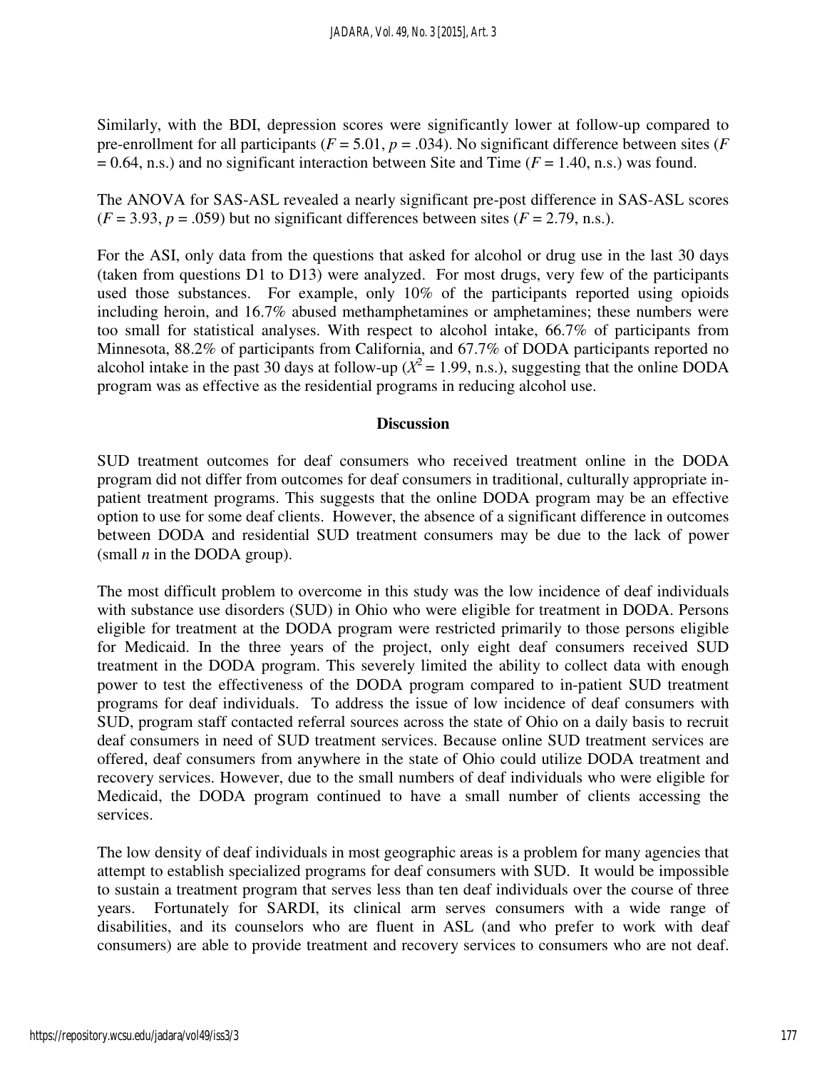Similarly, with the BDI, depression scores were significantly lower at follow-up compared to pre-enrollment for all participants ($F = 5.01$, $p = .034$). No significant difference between sites ($F = 0.64$, n.s.) and no significant interaction between Site and Time ($F = 1.40$, n.s.) was found.

The ANOVA for SAS-ASL revealed a nearly significant pre-post difference in SAS-ASL scores ($F = 3.93$, $p = .059$) but no significant differences between sites ($F = 2.79$, n.s.).

For the ASI, only data from the questions that asked for alcohol or drug use in the last 30 days (taken from questions D1 to D13) were analyzed. For most drugs, very few of the participants used those substances. For example, only 10% of the participants reported using opioids including heroin, and 16.7% abused methamphetamines or amphetamines; these numbers were too small for statistical analyses. With respect to alcohol intake, 66.7% of participants from Minnesota, 88.2% of participants from California, and 67.7% of DODA participants reported no alcohol intake in the past 30 days at follow-up ($X^2 = 1.99$, n.s.), suggesting that the online DODA program was as effective as the residential programs in reducing alcohol use.

## Discussion

SUD treatment outcomes for deaf consumers who received treatment online in the DODA program did not differ from outcomes for deaf consumers in traditional, culturally appropriate in-patient treatment programs. This suggests that the online DODA program may be an effective option to use for some deaf clients. However, the absence of a significant difference in outcomes between DODA and residential SUD treatment consumers may be due to the lack of power (small *n* in the DODA group).

The most difficult problem to overcome in this study was the low incidence of deaf individuals with substance use disorders (SUD) in Ohio who were eligible for treatment in DODA. Persons eligible for treatment at the DODA program were restricted primarily to those persons eligible for Medicaid. In the three years of the project, only eight deaf consumers received SUD treatment in the DODA program. This severely limited the ability to collect data with enough power to test the effectiveness of the DODA program compared to in-patient SUD treatment programs for deaf individuals. To address the issue of low incidence of deaf consumers with SUD, program staff contacted referral sources across the state of Ohio on a daily basis to recruit deaf consumers in need of SUD treatment services. Because online SUD treatment services are offered, deaf consumers from anywhere in the state of Ohio could utilize DODA treatment and recovery services. However, due to the small numbers of deaf individuals who were eligible for Medicaid, the DODA program continued to have a small number of clients accessing the services.

The low density of deaf individuals in most geographic areas is a problem for many agencies that attempt to establish specialized programs for deaf consumers with SUD. It would be impossible to sustain a treatment program that serves less than ten deaf individuals over the course of three years. Fortunately for SARDI, its clinical arm serves consumers with a wide range of disabilities, and its counselors who are fluent in ASL (and who prefer to work with deaf consumers) are able to provide treatment and recovery services to consumers who are not deaf.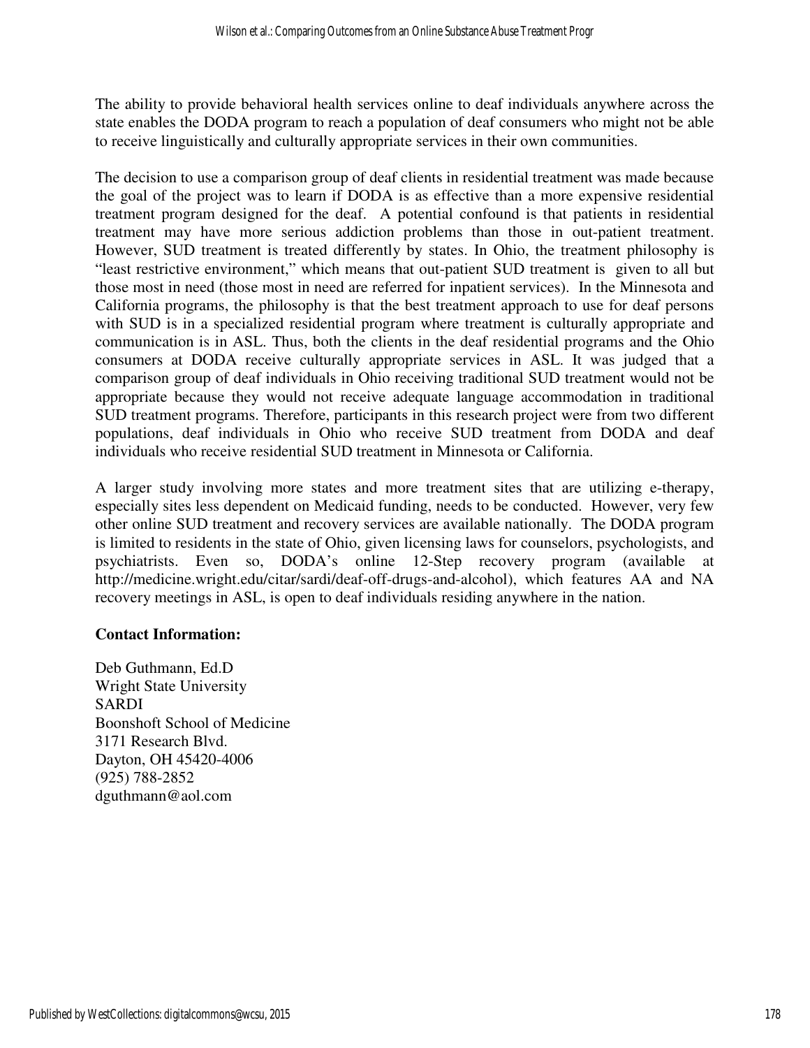The ability to provide behavioral health services online to deaf individuals anywhere across the state enables the DODA program to reach a population of deaf consumers who might not be able to receive linguistically and culturally appropriate services in their own communities.

The decision to use a comparison group of deaf clients in residential treatment was made because the goal of the project was to learn if DODA is as effective than a more expensive residential treatment program designed for the deaf. A potential confound is that patients in residential treatment may have more serious addiction problems than those in out-patient treatment. However, SUD treatment is treated differently by states. In Ohio, the treatment philosophy is "least restrictive environment," which means that out-patient SUD treatment is given to all but those most in need (those most in need are referred for inpatient services). In the Minnesota and California programs, the philosophy is that the best treatment approach to use for deaf persons with SUD is in a specialized residential program where treatment is culturally appropriate and communication is in ASL. Thus, both the clients in the deaf residential programs and the Ohio consumers at DODA receive culturally appropriate services in ASL. It was judged that a comparison group of deaf individuals in Ohio receiving traditional SUD treatment would not be appropriate because they would not receive adequate language accommodation in traditional SUD treatment programs. Therefore, participants in this research project were from two different populations, deaf individuals in Ohio who receive SUD treatment from DODA and deaf individuals who receive residential SUD treatment in Minnesota or California.

A larger study involving more states and more treatment sites that are utilizing e-therapy, especially sites less dependent on Medicaid funding, needs to be conducted. However, very few other online SUD treatment and recovery services are available nationally. The DODA program is limited to residents in the state of Ohio, given licensing laws for counselors, psychologists, and psychiatrists. Even so, DODA's online 12-Step recovery program (available at http://medicine.wright.edu/citar/sardi/deaf-off-drugs-and-alcohol), which features AA and NA recovery meetings in ASL, is open to deaf individuals residing anywhere in the nation.

**Contact Information:**

Deb Guthmann, Ed.D
Wright State University
SARDI
Boonshoft School of Medicine
3171 Research Blvd.
Dayton, OH 45420-4006
(925) 788-2852
dguthmann@aol.com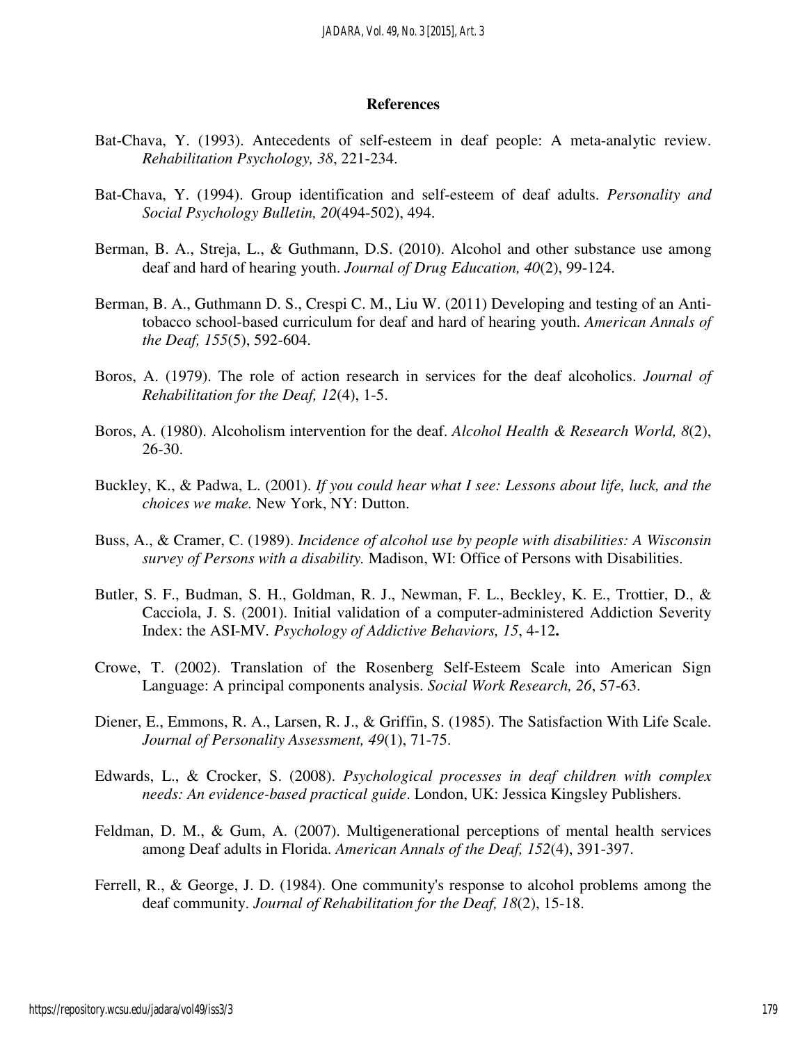## References

Bat-Chava, Y. (1993). Antecedents of self-esteem in deaf people: A meta-analytic review. *Rehabilitation Psychology, 38*, 221-234.

Bat-Chava, Y. (1994). Group identification and self-esteem of deaf adults. *Personality and Social Psychology Bulletin, 20*(494-502), 494.

Berman, B. A., Streja, L., & Guthmann, D.S. (2010). Alcohol and other substance use among deaf and hard of hearing youth. *Journal of Drug Education, 40*(2), 99-124.

Berman, B. A., Guthmann D. S., Crespi C. M., Liu W. (2011) Developing and testing of an Anti-tobacco school-based curriculum for deaf and hard of hearing youth. *American Annals of the Deaf, 155*(5), 592-604.

Boros, A. (1979). The role of action research in services for the deaf alcoholics. *Journal of Rehabilitation for the Deaf, 12*(4), 1-5.

Boros, A. (1980). Alcoholism intervention for the deaf. *Alcohol Health & Research World, 8*(2), 26-30.

Buckley, K., & Padwa, L. (2001). *If you could hear what I see: Lessons about life, luck, and the choices we make.* New York, NY: Dutton.

Buss, A., & Cramer, C. (1989). *Incidence of alcohol use by people with disabilities: A Wisconsin survey of Persons with a disability.* Madison, WI: Office of Persons with Disabilities.

Butler, S. F., Budman, S. H., Goldman, R. J., Newman, F. L., Beckley, K. E., Trottier, D., & Cacciola, J. S. (2001). Initial validation of a computer-administered Addiction Severity Index: the ASI-MV. *Psychology of Addictive Behaviors, 15*, 4-12**.**

Crowe, T. (2002). Translation of the Rosenberg Self-Esteem Scale into American Sign Language: A principal components analysis. *Social Work Research, 26*, 57-63.

Diener, E., Emmons, R. A., Larsen, R. J., & Griffin, S. (1985). The Satisfaction With Life Scale. *Journal of Personality Assessment, 49*(1), 71-75.

Edwards, L., & Crocker, S. (2008). *Psychological processes in deaf children with complex needs: An evidence-based practical guide*. London, UK: Jessica Kingsley Publishers.

Feldman, D. M., & Gum, A. (2007). Multigenerational perceptions of mental health services among Deaf adults in Florida. *American Annals of the Deaf, 152*(4), 391-397.

Ferrell, R., & George, J. D. (1984). One community's response to alcohol problems among the deaf community. *Journal of Rehabilitation for the Deaf, 18*(2), 15-18.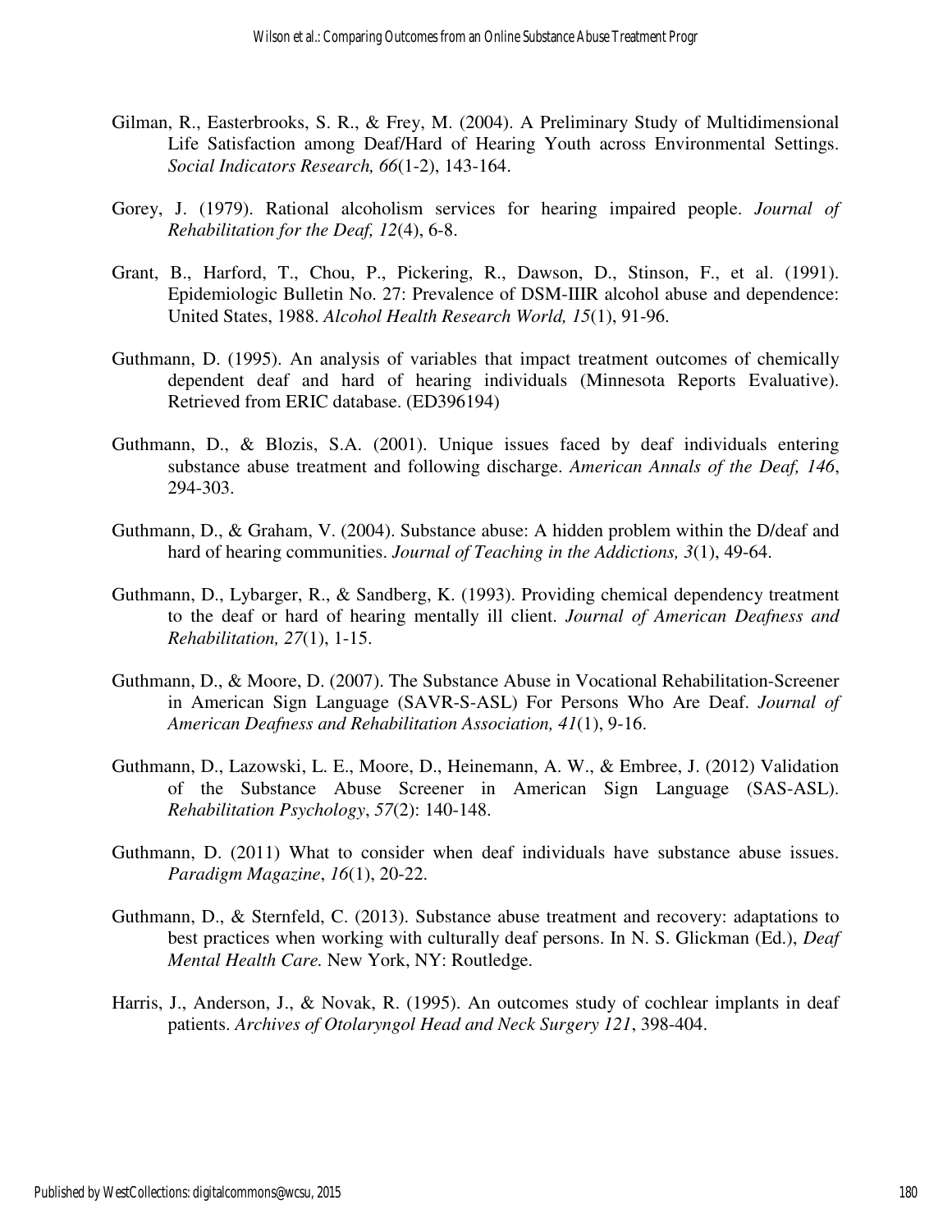Gilman, R., Easterbrooks, S. R., & Frey, M. (2004). A Preliminary Study of Multidimensional Life Satisfaction among Deaf/Hard of Hearing Youth across Environmental Settings. *Social Indicators Research, 66*(1-2), 143-164.

Gorey, J. (1979). Rational alcoholism services for hearing impaired people. *Journal of Rehabilitation for the Deaf, 12*(4), 6-8.

Grant, B., Harford, T., Chou, P., Pickering, R., Dawson, D., Stinson, F., et al. (1991). Epidemiologic Bulletin No. 27: Prevalence of DSM-IIIR alcohol abuse and dependence: United States, 1988. *Alcohol Health Research World, 15*(1), 91-96.

Guthmann, D. (1995). An analysis of variables that impact treatment outcomes of chemically dependent deaf and hard of hearing individuals (Minnesota Reports Evaluative). Retrieved from ERIC database. (ED396194)

Guthmann, D., & Blozis, S.A. (2001). Unique issues faced by deaf individuals entering substance abuse treatment and following discharge. *American Annals of the Deaf, 146*, 294-303.

Guthmann, D., & Graham, V. (2004). Substance abuse: A hidden problem within the D/deaf and hard of hearing communities. *Journal of Teaching in the Addictions, 3*(1), 49-64.

Guthmann, D., Lybarger, R., & Sandberg, K. (1993). Providing chemical dependency treatment to the deaf or hard of hearing mentally ill client. *Journal of American Deafness and Rehabilitation, 27*(1), 1-15.

Guthmann, D., & Moore, D. (2007). The Substance Abuse in Vocational Rehabilitation-Screener in American Sign Language (SAVR-S-ASL) For Persons Who Are Deaf. *Journal of American Deafness and Rehabilitation Association, 41*(1), 9-16.

Guthmann, D., Lazowski, L. E., Moore, D., Heinemann, A. W., & Embree, J. (2012) Validation of the Substance Abuse Screener in American Sign Language (SAS-ASL). *Rehabilitation Psychology*, *57*(2): 140-148.

Guthmann, D. (2011) What to consider when deaf individuals have substance abuse issues. *Paradigm Magazine*, *16*(1), 20-22.

Guthmann, D., & Sternfeld, C. (2013). Substance abuse treatment and recovery: adaptations to best practices when working with culturally deaf persons. In N. S. Glickman (Ed.), *Deaf Mental Health Care.* New York, NY: Routledge.

Harris, J., Anderson, J., & Novak, R. (1995). An outcomes study of cochlear implants in deaf patients. *Archives of Otolaryngol Head and Neck Surgery 121*, 398-404.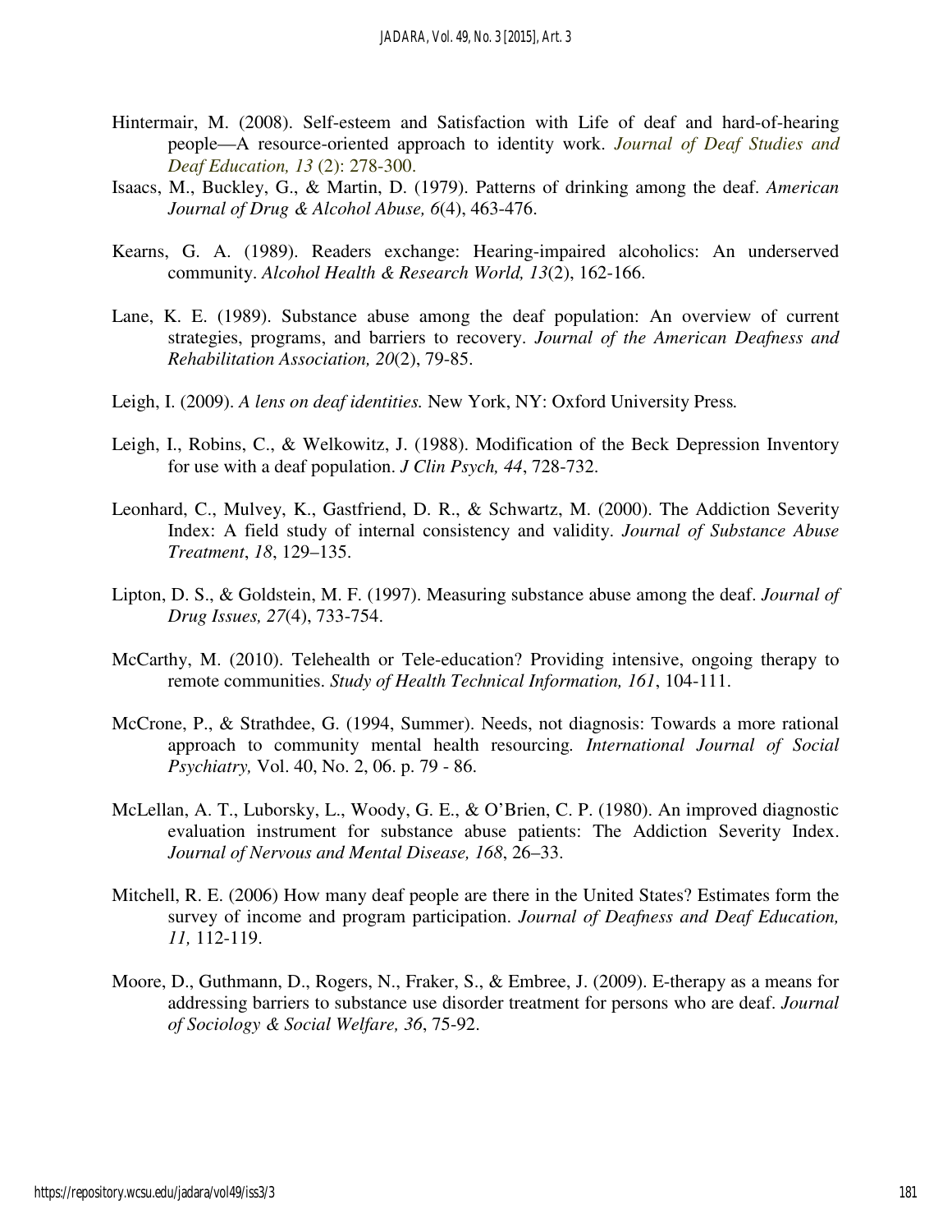Hintermair, M. (2008). Self-esteem and Satisfaction with Life of deaf and hard-of-hearing people—A resource-oriented approach to identity work. *Journal of Deaf Studies and Deaf Education, 13* (2): 278-300.

Isaacs, M., Buckley, G., & Martin, D. (1979). Patterns of drinking among the deaf. *American Journal of Drug & Alcohol Abuse, 6*(4), 463-476.

Kearns, G. A. (1989). Readers exchange: Hearing-impaired alcoholics: An underserved community. *Alcohol Health & Research World, 13*(2), 162-166.

Lane, K. E. (1989). Substance abuse among the deaf population: An overview of current strategies, programs, and barriers to recovery. *Journal of the American Deafness and Rehabilitation Association, 20*(2), 79-85.

Leigh, I. (2009). *A lens on deaf identities.* New York, NY: Oxford University Press.

Leigh, I., Robins, C., & Welkowitz, J. (1988). Modification of the Beck Depression Inventory for use with a deaf population. *J Clin Psych, 44*, 728-732.

Leonhard, C., Mulvey, K., Gastfriend, D. R., & Schwartz, M. (2000). The Addiction Severity Index: A field study of internal consistency and validity. *Journal of Substance Abuse Treatment*, *18*, 129–135.

Lipton, D. S., & Goldstein, M. F. (1997). Measuring substance abuse among the deaf. *Journal of Drug Issues, 27*(4), 733-754.

McCarthy, M. (2010). Telehealth or Tele-education? Providing intensive, ongoing therapy to remote communities. *Study of Health Technical Information, 161*, 104-111.

McCrone, P., & Strathdee, G. (1994, Summer). Needs, not diagnosis: Towards a more rational approach to community mental health resourcing. *International Journal of Social Psychiatry,* Vol. 40, No. 2, 06. p. 79 - 86.

McLellan, A. T., Luborsky, L., Woody, G. E., & O'Brien, C. P. (1980). An improved diagnostic evaluation instrument for substance abuse patients: The Addiction Severity Index. *Journal of Nervous and Mental Disease, 168*, 26–33.

Mitchell, R. E. (2006) How many deaf people are there in the United States? Estimates form the survey of income and program participation. *Journal of Deafness and Deaf Education, 11,* 112-119.

Moore, D., Guthmann, D., Rogers, N., Fraker, S., & Embree, J. (2009). E-therapy as a means for addressing barriers to substance use disorder treatment for persons who are deaf. *Journal of Sociology & Social Welfare, 36*, 75-92.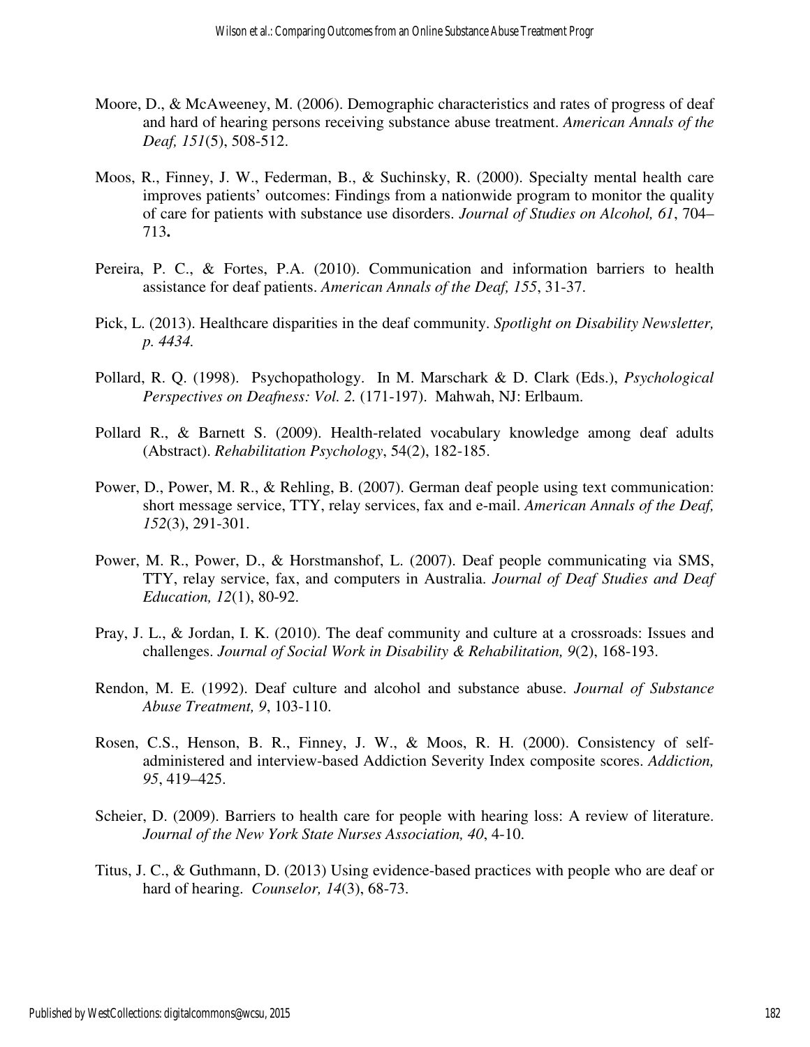Moore, D., & McAweeney, M. (2006). Demographic characteristics and rates of progress of deaf and hard of hearing persons receiving substance abuse treatment. *American Annals of the Deaf, 151*(5), 508-512.

Moos, R., Finney, J. W., Federman, B., & Suchinsky, R. (2000). Specialty mental health care improves patients' outcomes: Findings from a nationwide program to monitor the quality of care for patients with substance use disorders. *Journal of Studies on Alcohol, 61*, 704–713**.**

Pereira, P. C., & Fortes, P.A. (2010). Communication and information barriers to health assistance for deaf patients. *American Annals of the Deaf, 155*, 31-37.

Pick, L. (2013). Healthcare disparities in the deaf community. *Spotlight on Disability Newsletter, p. 4434.*

Pollard, R. Q. (1998). Psychopathology. In M. Marschark & D. Clark (Eds.), *Psychological Perspectives on Deafness: Vol. 2.* (171-197). Mahwah, NJ: Erlbaum.

Pollard R., & Barnett S. (2009). Health-related vocabulary knowledge among deaf adults (Abstract). *Rehabilitation Psychology*, 54(2), 182-185.

Power, D., Power, M. R., & Rehling, B. (2007). German deaf people using text communication: short message service, TTY, relay services, fax and e-mail. *American Annals of the Deaf, 152*(3), 291-301.

Power, M. R., Power, D., & Horstmanshof, L. (2007). Deaf people communicating via SMS, TTY, relay service, fax, and computers in Australia. *Journal of Deaf Studies and Deaf Education, 12*(1), 80-92.

Pray, J. L., & Jordan, I. K. (2010). The deaf community and culture at a crossroads: Issues and challenges. *Journal of Social Work in Disability & Rehabilitation, 9*(2), 168-193.

Rendon, M. E. (1992). Deaf culture and alcohol and substance abuse. *Journal of Substance Abuse Treatment, 9*, 103-110.

Rosen, C.S., Henson, B. R., Finney, J. W., & Moos, R. H. (2000). Consistency of self-administered and interview-based Addiction Severity Index composite scores. *Addiction, 95*, 419–425.

Scheier, D. (2009). Barriers to health care for people with hearing loss: A review of literature. *Journal of the New York State Nurses Association, 40*, 4-10.

Titus, J. C., & Guthmann, D. (2013) Using evidence-based practices with people who are deaf or hard of hearing. *Counselor, 14*(3), 68-73.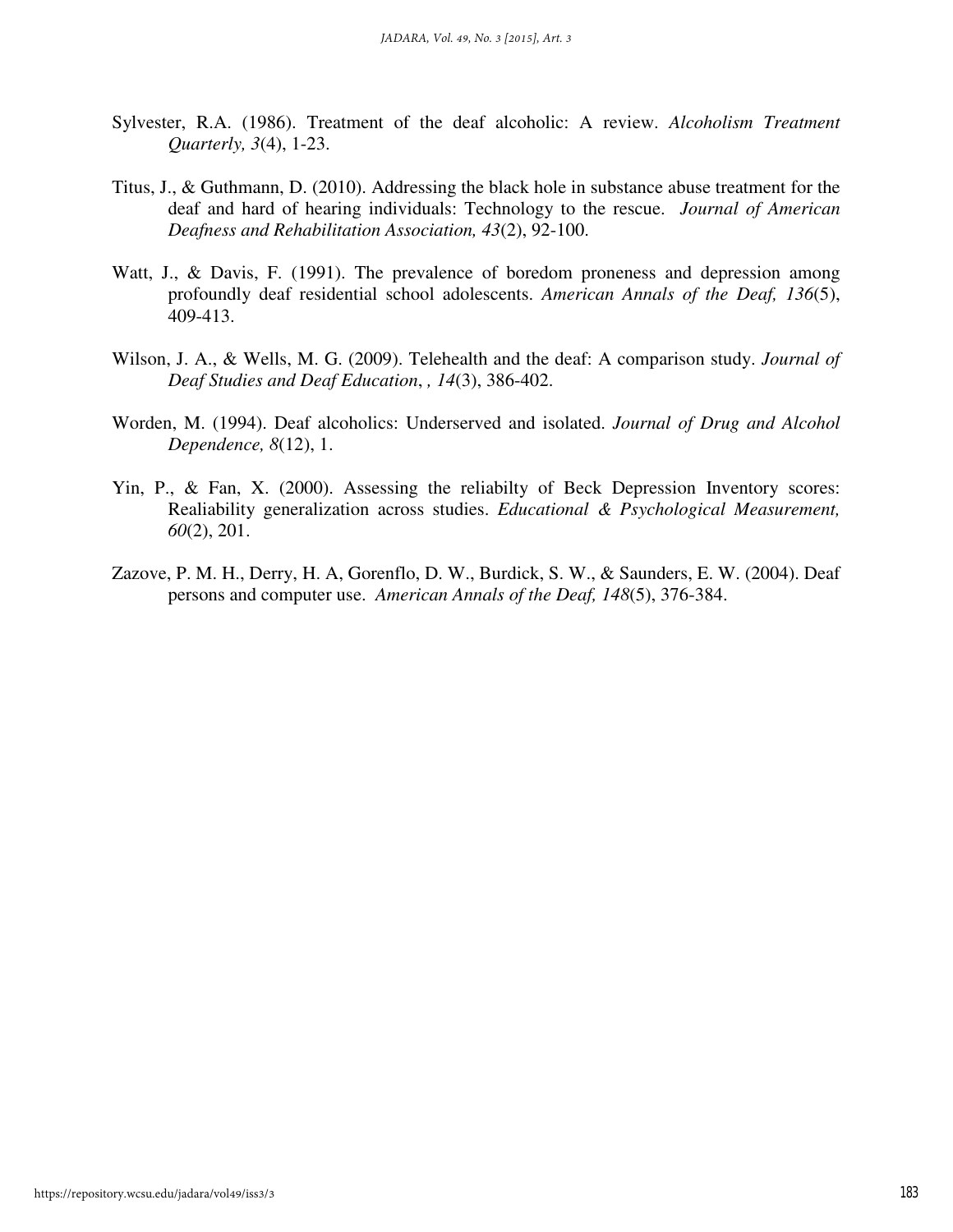Sylvester, R.A. (1986). Treatment of the deaf alcoholic: A review. *Alcoholism Treatment Quarterly, 3*(4), 1-23.

Titus, J., & Guthmann, D. (2010). Addressing the black hole in substance abuse treatment for the deaf and hard of hearing individuals: Technology to the rescue. *Journal of American Deafness and Rehabilitation Association, 43*(2), 92-100.

Watt, J., & Davis, F. (1991). The prevalence of boredom proneness and depression among profoundly deaf residential school adolescents. *American Annals of the Deaf, 136*(5), 409-413.

Wilson, J. A., & Wells, M. G. (2009). Telehealth and the deaf: A comparison study. *Journal of Deaf Studies and Deaf Education*, *, 14*(3), 386-402.

Worden, M. (1994). Deaf alcoholics: Underserved and isolated. *Journal of Drug and Alcohol Dependence, 8*(12), 1.

Yin, P., & Fan, X. (2000). Assessing the reliabilty of Beck Depression Inventory scores: Realiability generalization across studies. *Educational & Psychological Measurement, 60*(2), 201.

Zazove, P. M. H., Derry, H. A, Gorenflo, D. W., Burdick, S. W., & Saunders, E. W. (2004). Deaf persons and computer use. *American Annals of the Deaf, 148*(5), 376-384.